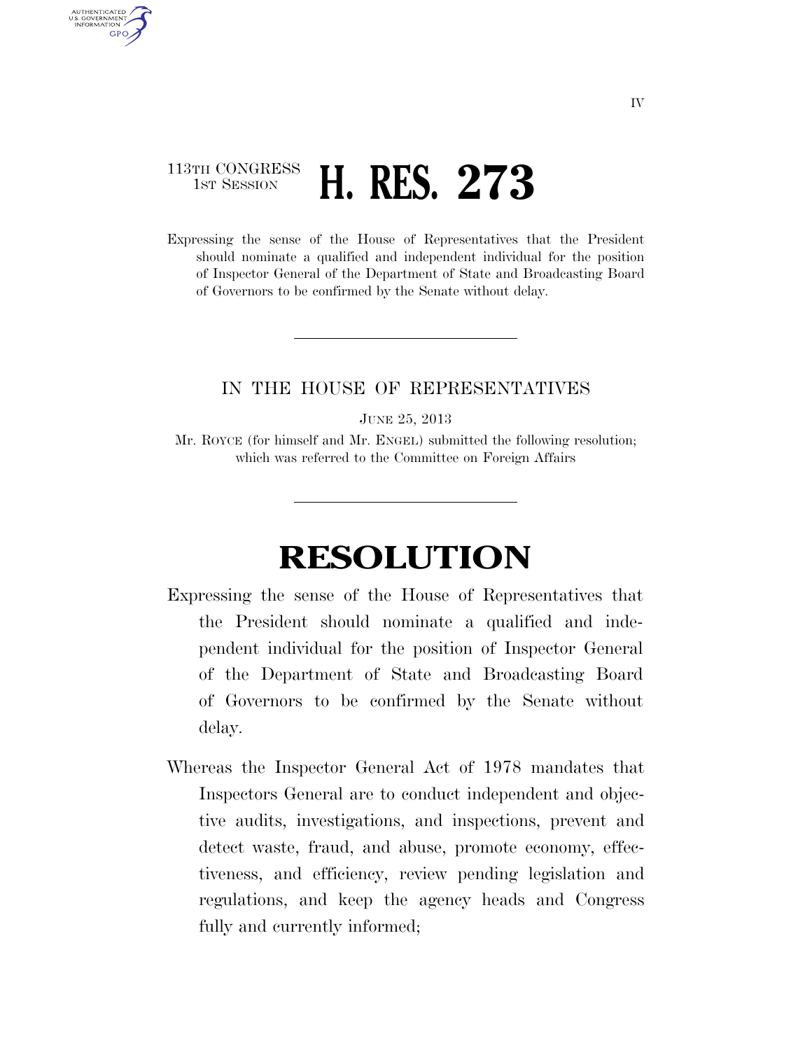113TH CONGRESS
1ST SESSION

# H. RES. 273

Expressing the sense of the House of Representatives that the President should nominate a qualified and independent individual for the position of Inspector General of the Department of State and Broadcasting Board of Governors to be confirmed by the Senate without delay.

---

IN THE HOUSE OF REPRESENTATIVES

JUNE 25, 2013

Mr. ROYCE (for himself and Mr. ENGEL) submitted the following resolution; which was referred to the Committee on Foreign Affairs

---

# RESOLUTION

Expressing the sense of the House of Representatives that the President should nominate a qualified and independent individual for the position of Inspector General of the Department of State and Broadcasting Board of Governors to be confirmed by the Senate without delay.

Whereas the Inspector General Act of 1978 mandates that Inspectors General are to conduct independent and objective audits, investigations, and inspections, prevent and detect waste, fraud, and abuse, promote economy, effectiveness, and efficiency, review pending legislation and regulations, and keep the agency heads and Congress fully and currently informed;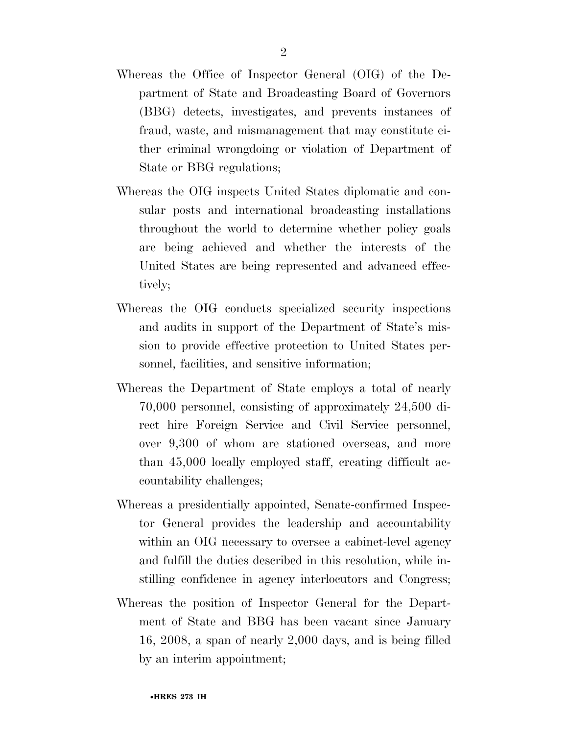Whereas the Office of Inspector General (OIG) of the Department of State and Broadcasting Board of Governors (BBG) detects, investigates, and prevents instances of fraud, waste, and mismanagement that may constitute either criminal wrongdoing or violation of Department of State or BBG regulations;

Whereas the OIG inspects United States diplomatic and consular posts and international broadcasting installations throughout the world to determine whether policy goals are being achieved and whether the interests of the United States are being represented and advanced effectively;

Whereas the OIG conducts specialized security inspections and audits in support of the Department of State's mission to provide effective protection to United States personnel, facilities, and sensitive information;

Whereas the Department of State employs a total of nearly 70,000 personnel, consisting of approximately 24,500 direct hire Foreign Service and Civil Service personnel, over 9,300 of whom are stationed overseas, and more than 45,000 locally employed staff, creating difficult accountability challenges;

Whereas a presidentially appointed, Senate-confirmed Inspector General provides the leadership and accountability within an OIG necessary to oversee a cabinet-level agency and fulfill the duties described in this resolution, while instilling confidence in agency interlocutors and Congress;

Whereas the position of Inspector General for the Department of State and BBG has been vacant since January 16, 2008, a span of nearly 2,000 days, and is being filled by an interim appointment;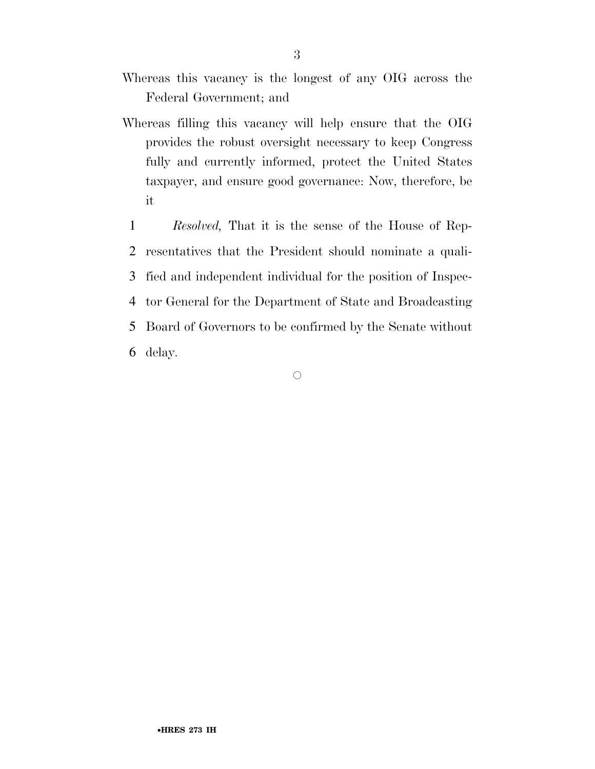Whereas this vacancy is the longest of any OIG across the Federal Government; and

Whereas filling this vacancy will help ensure that the OIG provides the robust oversight necessary to keep Congress fully and currently informed, protect the United States taxpayer, and ensure good governance: Now, therefore, be it

1 *Resolved,* That it is the sense of the House of Rep-
2 resentatives that the President should nominate a quali-
3 fied and independent individual for the position of Inspec-
4 tor General for the Department of State and Broadcasting
5 Board of Governors to be confirmed by the Senate without
6 delay.

○